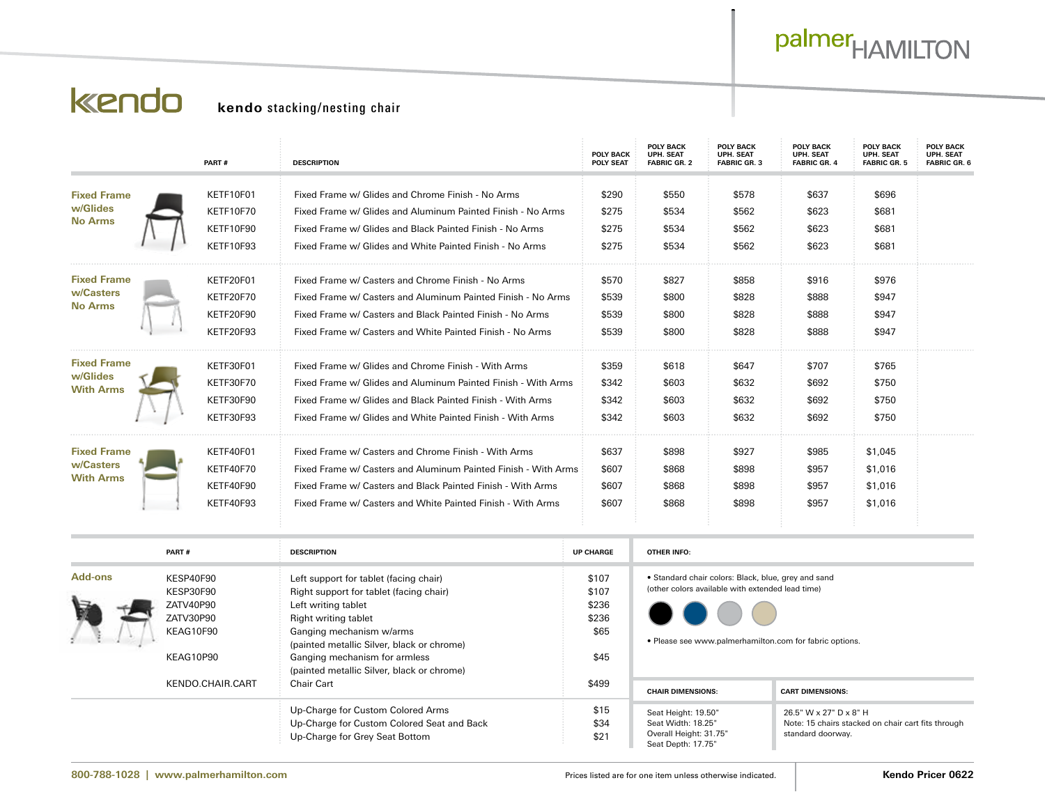# kendo

**kendo** stacking/nesting chair

| | PART # | DESCRIPTION | POLY BACK POLY SEAT | POLY BACK UPH. SEAT FABRIC GR. 2 | POLY BACK UPH. SEAT FABRIC GR. 3 | POLY BACK UPH. SEAT FABRIC GR. 4 | POLY BACK UPH. SEAT FABRIC GR. 5 | POLY BACK UPH. SEAT FABRIC GR. 6 |
|---|---|---|---|---|---|---|---|---|
| **Fixed Frame w/Glides No Arms** | KETF10F01 | Fixed Frame w/ Glides and Chrome Finish - No Arms | $290 | $550 | $578 | $637 | $696 | |
| | KETF10F70 | Fixed Frame w/ Glides and Aluminum Painted Finish - No Arms | $275 | $534 | $562 | $623 | $681 | |
| | KETF10F90 | Fixed Frame w/ Glides and Black Painted Finish - No Arms | $275 | $534 | $562 | $623 | $681 | |
| | KETF10F93 | Fixed Frame w/ Glides and White Painted Finish - No Arms | $275 | $534 | $562 | $623 | $681 | |
| **Fixed Frame w/Casters No Arms** | KETF20F01 | Fixed Frame w/ Casters and Chrome Finish - No Arms | $570 | $827 | $858 | $916 | $976 | |
| | KETF20F70 | Fixed Frame w/ Casters and Aluminum Painted Finish - No Arms | $539 | $800 | $828 | $888 | $947 | |
| | KETF20F90 | Fixed Frame w/ Casters and Black Painted Finish - No Arms | $539 | $800 | $828 | $888 | $947 | |
| | KETF20F93 | Fixed Frame w/ Casters and White Painted Finish - No Arms | $539 | $800 | $828 | $888 | $947 | |
| **Fixed Frame w/Glides With Arms** | KETF30F01 | Fixed Frame w/ Glides and Chrome Finish - With Arms | $359 | $618 | $647 | $707 | $765 | |
| | KETF30F70 | Fixed Frame w/ Glides and Aluminum Painted Finish - With Arms | $342 | $603 | $632 | $692 | $750 | |
| | KETF30F90 | Fixed Frame w/ Glides and Black Painted Finish - With Arms | $342 | $603 | $632 | $692 | $750 | |
| | KETF30F93 | Fixed Frame w/ Glides and White Painted Finish - With Arms | $342 | $603 | $632 | $692 | $750 | |
| **Fixed Frame w/Casters With Arms** | KETF40F01 | Fixed Frame w/ Casters and Chrome Finish - With Arms | $637 | $898 | $927 | $985 | $1,045 | |
| | KETF40F70 | Fixed Frame w/ Casters and Aluminum Painted Finish - With Arms | $607 | $868 | $898 | $957 | $1,016 | |
| | KETF40F90 | Fixed Frame w/ Casters and Black Painted Finish - With Arms | $607 | $868 | $898 | $957 | $1,016 | |
| | KETF40F93 | Fixed Frame w/ Casters and White Painted Finish - With Arms | $607 | $868 | $898 | $957 | $1,016 | |

| | PART # | DESCRIPTION | UP CHARGE |
|---|---|---|---|
| **Add-ons** | KESP40F90 | Left support for tablet (facing chair) | $107 |
| | KESP30F90 | Right support for tablet (facing chair) | $107 |
| | ZATV40P90 | Left writing tablet | $236 |
| | ZATV30P90 | Right writing tablet | $236 |
| | KEAG10F90 | Ganging mechanism w/arms (painted metallic Silver, black or chrome) | $65 |
| | KEAG10P90 | Ganging mechanism for armless (painted metallic Silver, black or chrome) | $45 |
| | KENDO.CHAIR.CART | Chair Cart | $499 |
| | | Up-Charge for Custom Colored Arms | $15 |
| | | Up-Charge for Custom Colored Seat and Back | $34 |
| | | Up-Charge for Grey Seat Bottom | $21 |

**OTHER INFO:**

- Standard chair colors: Black, blue, grey and sand (other colors available with extended lead time)
- Please see www.palmerhamilton.com for fabric options.

| CHAIR DIMENSIONS: | CART DIMENSIONS: |
|---|---|
| Seat Height: 19.50"<br>Seat Width: 18.25"<br>Overall Height: 31.75"<br>Seat Depth: 17.75" | 26.5" W x 27" D x 8" H<br>Note: 15 chairs stacked on chair cart fits through standard doorway. |

800-788-1028 | www.palmerhamilton.com

Prices listed are for one item unless otherwise indicated.

Kendo Pricer 0622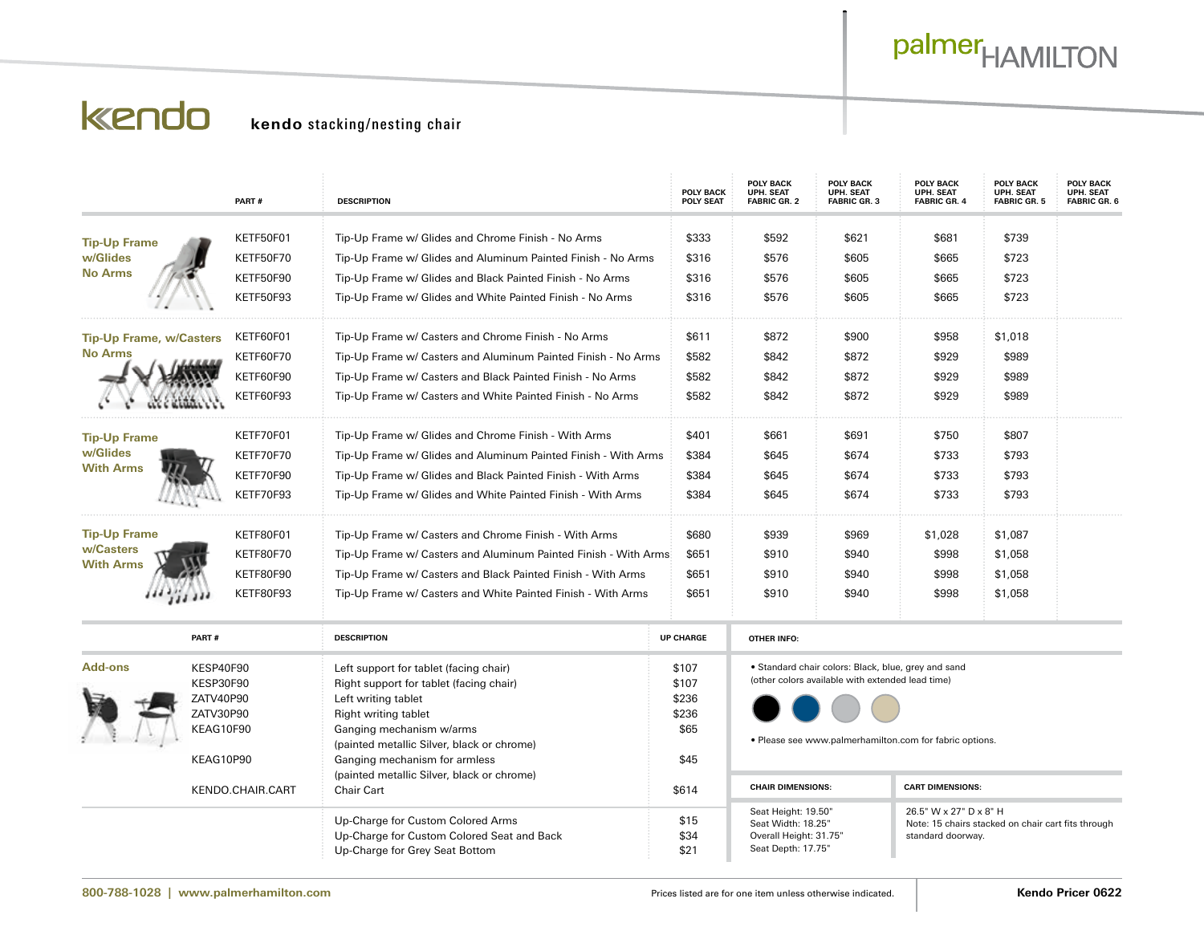palmerHAMILTON

# kendo

**kendo** stacking/nesting chair

| | PART # | DESCRIPTION | POLY BACK POLY SEAT | POLY BACK UPH. SEAT FABRIC GR. 2 | POLY BACK UPH. SEAT FABRIC GR. 3 | POLY BACK UPH. SEAT FABRIC GR. 4 | POLY BACK UPH. SEAT FABRIC GR. 5 | POLY BACK UPH. SEAT FABRIC GR. 6 |
|---|---|---|---|---|---|---|---|---|
| **Tip-Up Frame w/Glides No Arms** | KETF50F01 | Tip-Up Frame w/ Glides and Chrome Finish - No Arms | $333 | $592 | $621 | $681 | $739 | |
| | KETF50F70 | Tip-Up Frame w/ Glides and Aluminum Painted Finish - No Arms | $316 | $576 | $605 | $665 | $723 | |
| | KETF50F90 | Tip-Up Frame w/ Glides and Black Painted Finish - No Arms | $316 | $576 | $605 | $665 | $723 | |
| | KETF50F93 | Tip-Up Frame w/ Glides and White Painted Finish - No Arms | $316 | $576 | $605 | $665 | $723 | |
| **Tip-Up Frame, w/Casters No Arms** | KETF60F01 | Tip-Up Frame w/ Casters and Chrome Finish - No Arms | $611 | $872 | $900 | $958 | $1,018 | |
| | KETF60F70 | Tip-Up Frame w/ Casters and Aluminum Painted Finish - No Arms | $582 | $842 | $872 | $929 | $989 | |
| | KETF60F90 | Tip-Up Frame w/ Casters and Black Painted Finish - No Arms | $582 | $842 | $872 | $929 | $989 | |
| | KETF60F93 | Tip-Up Frame w/ Casters and White Painted Finish - No Arms | $582 | $842 | $872 | $929 | $989 | |
| **Tip-Up Frame w/Glides With Arms** | KETF70F01 | Tip-Up Frame w/ Glides and Chrome Finish - With Arms | $401 | $661 | $691 | $750 | $807 | |
| | KETF70F70 | Tip-Up Frame w/ Glides and Aluminum Painted Finish - With Arms | $384 | $645 | $674 | $733 | $793 | |
| | KETF70F90 | Tip-Up Frame w/ Glides and Black Painted Finish - With Arms | $384 | $645 | $674 | $733 | $793 | |
| | KETF70F93 | Tip-Up Frame w/ Glides and White Painted Finish - With Arms | $384 | $645 | $674 | $733 | $793 | |
| **Tip-Up Frame w/Casters With Arms** | KETF80F01 | Tip-Up Frame w/ Casters and Chrome Finish - With Arms | $680 | $939 | $969 | $1,028 | $1,087 | |
| | KETF80F70 | Tip-Up Frame w/ Casters and Aluminum Painted Finish - With Arms | $651 | $910 | $940 | $998 | $1,058 | |
| | KETF80F90 | Tip-Up Frame w/ Casters and Black Painted Finish - With Arms | $651 | $910 | $940 | $998 | $1,058 | |
| | KETF80F93 | Tip-Up Frame w/ Casters and White Painted Finish - With Arms | $651 | $910 | $940 | $998 | $1,058 | |

| | PART # | DESCRIPTION | UP CHARGE |
|---|---|---|---|
| **Add-ons** | KESP40F90 | Left support for tablet (facing chair) | $107 |
| | KESP30F90 | Right support for tablet (facing chair) | $107 |
| | ZATV40P90 | Left writing tablet | $236 |
| | ZATV30P90 | Right writing tablet | $236 |
| | KEAG10F90 | Ganging mechanism w/arms (painted metallic Silver, black or chrome) | $65 |
| | KEAG10P90 | Ganging mechanism for armless (painted metallic Silver, black or chrome) | $45 |
| | KENDO.CHAIR.CART | Chair Cart | $614 |
| | | Up-Charge for Custom Colored Arms | $15 |
| | | Up-Charge for Custom Colored Seat and Back | $34 |
| | | Up-Charge for Grey Seat Bottom | $21 |

**OTHER INFO:**

- Standard chair colors: Black, blue, grey and sand (other colors available with extended lead time)
- Please see www.palmerhamilton.com for fabric options.

**CHAIR DIMENSIONS:**

Seat Height: 19.50"
Seat Width: 18.25"
Overall Height: 31.75"
Seat Depth: 17.75"

**CART DIMENSIONS:**

26.5" W x 27" D x 8" H
Note: 15 chairs stacked on chair cart fits through standard doorway.

800-788-1028 | www.palmerhamilton.com

Prices listed are for one item unless otherwise indicated.

**Kendo Pricer 0622**